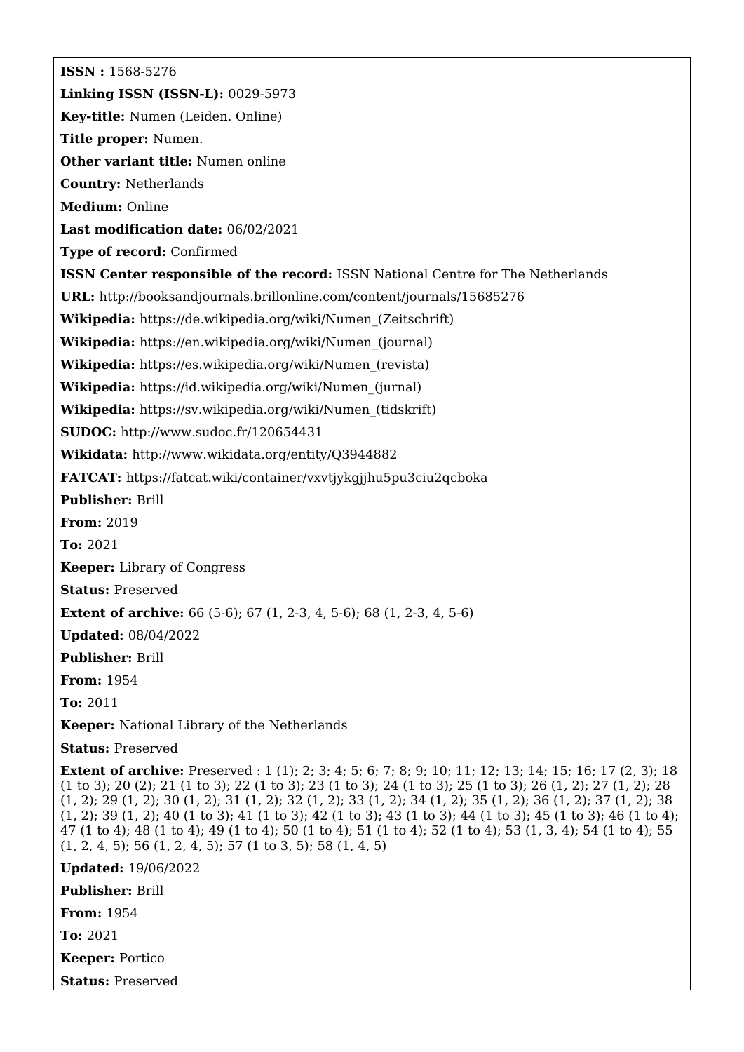**ISSN :** 1568-5276

**Linking ISSN (ISSN-L):** 0029-5973

**Key-title:** Numen (Leiden. Online)

**Title proper:** Numen.

**Other variant title:** Numen online

**Country:** Netherlands

**Medium:** Online

**Last modification date:** 06/02/2021

**Type of record:** Confirmed

**ISSN Center responsible of the record:** ISSN National Centre for The Netherlands

**URL:** http://booksandjournals.brillonline.com/content/journals/15685276

**Wikipedia:** https://de.wikipedia.org/wiki/Numen_(Zeitschrift)

**Wikipedia:** https://en.wikipedia.org/wiki/Numen_(journal)

**Wikipedia:** https://es.wikipedia.org/wiki/Numen_(revista)

**Wikipedia:** https://id.wikipedia.org/wiki/Numen_(jurnal)

**Wikipedia:** https://sv.wikipedia.org/wiki/Numen_(tidskrift)

**SUDOC:** http://www.sudoc.fr/120654431

**Wikidata:** http://www.wikidata.org/entity/Q3944882

**FATCAT:** https://fatcat.wiki/container/vxvtjykgjjhu5pu3ciu2qcboka

**Publisher:** Brill

**From:** 2019

**To:** 2021

**Keeper:** Library of Congress

**Status:** Preserved

**Extent of archive:** 66 (5-6); 67 (1, 2-3, 4, 5-6); 68 (1, 2-3, 4, 5-6)

**Updated:** 08/04/2022

**Publisher:** Brill

**From:** 1954

**To:** 2011

**Keeper:** National Library of the Netherlands

**Status:** Preserved

**Extent of archive:** Preserved : 1 (1); 2; 3; 4; 5; 6; 7; 8; 9; 10; 11; 12; 13; 14; 15; 16; 17 (2, 3); 18 (1 to 3); 20 (2); 21 (1 to 3); 22 (1 to 3); 23 (1 to 3); 24 (1 to 3); 25 (1 to 3); 26 (1, 2); 27 (1, 2); 28 (1, 2); 29 (1, 2); 30 (1, 2); 31 (1, 2); 32 (1, 2); 33 (1, 2); 34 (1, 2); 35 (1, 2); 36 (1, 2); 37 (1, 2); 38 (1, 2); 39 (1, 2); 40 (1 to 3); 41 (1 to 3); 42 (1 to 3); 43 (1 to 3); 44 (1 to 3); 45 (1 to 3); 46 (1 to 4); 47 (1 to 4); 48 (1 to 4); 49 (1 to 4); 50 (1 to 4); 51 (1 to 4); 52 (1 to 4); 53 (1, 3, 4); 54 (1 to 4); 55 (1, 2, 4, 5); 56 (1, 2, 4, 5); 57 (1 to 3, 5); 58 (1, 4, 5)

**Updated:** 19/06/2022

**Publisher:** Brill

**From:** 1954

**To:** 2021

**Keeper:** Portico

**Status:** Preserved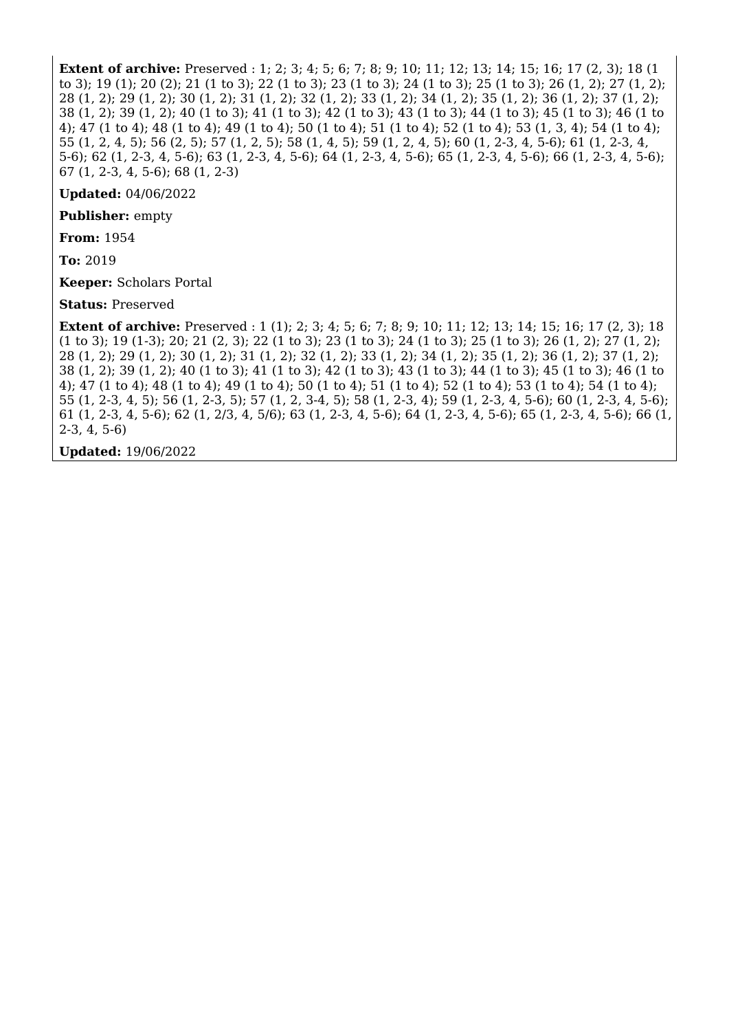**Extent of archive:** Preserved : 1; 2; 3; 4; 5; 6; 7; 8; 9; 10; 11; 12; 13; 14; 15; 16; 17 (2, 3); 18 (1 to 3); 19 (1); 20 (2); 21 (1 to 3); 22 (1 to 3); 23 (1 to 3); 24 (1 to 3); 25 (1 to 3); 26 (1, 2); 27 (1, 2); 28 (1, 2); 29 (1, 2); 30 (1, 2); 31 (1, 2); 32 (1, 2); 33 (1, 2); 34 (1, 2); 35 (1, 2); 36 (1, 2); 37 (1, 2); 38 (1, 2); 39 (1, 2); 40 (1 to 3); 41 (1 to 3); 42 (1 to 3); 43 (1 to 3); 44 (1 to 3); 45 (1 to 3); 46 (1 to 4); 47 (1 to 4); 48 (1 to 4); 49 (1 to 4); 50 (1 to 4); 51 (1 to 4); 52 (1 to 4); 53 (1, 3, 4); 54 (1 to 4); 55 (1, 2, 4, 5); 56 (2, 5); 57 (1, 2, 5); 58 (1, 4, 5); 59 (1, 2, 4, 5); 60 (1, 2-3, 4, 5-6); 61 (1, 2-3, 4, 5-6); 62 (1, 2-3, 4, 5-6); 63 (1, 2-3, 4, 5-6); 64 (1, 2-3, 4, 5-6); 65 (1, 2-3, 4, 5-6); 66 (1, 2-3, 4, 5-6); 67 (1, 2-3, 4, 5-6); 68 (1, 2-3)

**Updated:** 04/06/2022

**Publisher:** empty

**From:** 1954

**To:** 2019

**Keeper:** Scholars Portal

**Status:** Preserved

**Extent of archive:** Preserved : 1 (1); 2; 3; 4; 5; 6; 7; 8; 9; 10; 11; 12; 13; 14; 15; 16; 17 (2, 3); 18 (1 to 3); 19 (1-3); 20; 21 (2, 3); 22 (1 to 3); 23 (1 to 3); 24 (1 to 3); 25 (1 to 3); 26 (1, 2); 27 (1, 2); 28 (1, 2); 29 (1, 2); 30 (1, 2); 31 (1, 2); 32 (1, 2); 33 (1, 2); 34 (1, 2); 35 (1, 2); 36 (1, 2); 37 (1, 2); 38 (1, 2); 39 (1, 2); 40 (1 to 3); 41 (1 to 3); 42 (1 to 3); 43 (1 to 3); 44 (1 to 3); 45 (1 to 3); 46 (1 to 4); 47 (1 to 4); 48 (1 to 4); 49 (1 to 4); 50 (1 to 4); 51 (1 to 4); 52 (1 to 4); 53 (1 to 4); 54 (1 to 4); 55 (1, 2-3, 4, 5); 56 (1, 2-3, 5); 57 (1, 2, 3-4, 5); 58 (1, 2-3, 4); 59 (1, 2-3, 4, 5-6); 60 (1, 2-3, 4, 5-6); 61 (1, 2-3, 4, 5-6); 62 (1, 2/3, 4, 5/6); 63 (1, 2-3, 4, 5-6); 64 (1, 2-3, 4, 5-6); 65 (1, 2-3, 4, 5-6); 66 (1, 2-3, 4, 5-6)

**Updated:** 19/06/2022